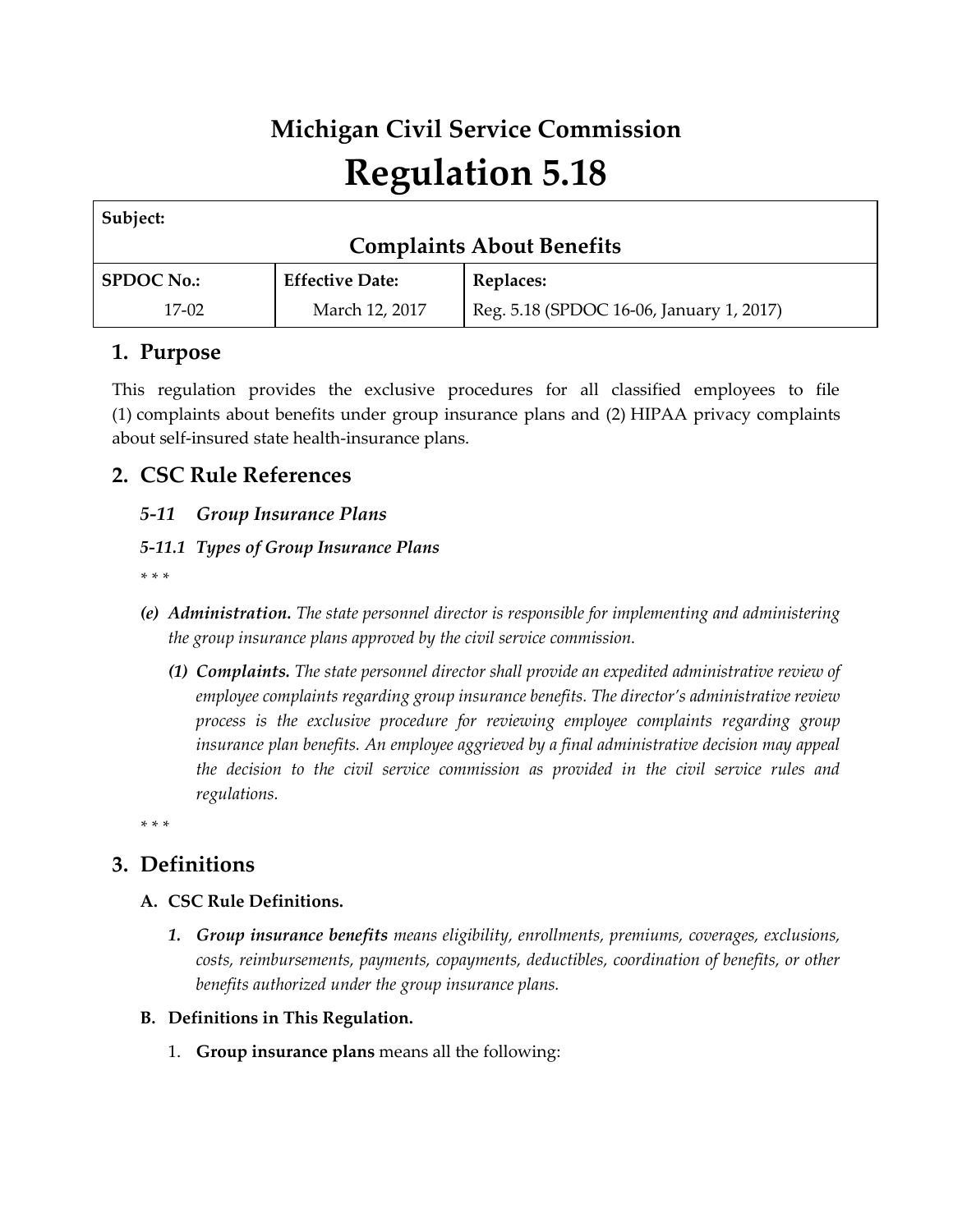# Michigan Civil Service Commission

# Regulation 5.18

| Subject: | | |
|---|---|---|
| **Complaints About Benefits** | | |
| **SPDOC No.:** | **Effective Date:** | **Replaces:** |
| 17-02 | March 12, 2017 | Reg. 5.18 (SPDOC 16-06, January 1, 2017) |

## 1. Purpose

This regulation provides the exclusive procedures for all classified employees to file (1) complaints about benefits under group insurance plans and (2) HIPAA privacy complaints about self-insured state health-insurance plans.

## 2. CSC Rule References

### *5-11 Group Insurance Plans*

#### *5-11.1 Types of Group Insurance Plans*

*\* \* \**

- ***(e) Administration.*** *The state personnel director is responsible for implementing and administering the group insurance plans approved by the civil service commission.*
  - ***(1) Complaints.*** *The state personnel director shall provide an expedited administrative review of employee complaints regarding group insurance benefits. The director's administrative review process is the exclusive procedure for reviewing employee complaints regarding group insurance plan benefits. An employee aggrieved by a final administrative decision may appeal the decision to the civil service commission as provided in the civil service rules and regulations.*

*\* \* \**

## 3. Definitions

### A. CSC Rule Definitions.

1. ***Group insurance benefits*** *means eligibility, enrollments, premiums, coverages, exclusions, costs, reimbursements, payments, copayments, deductibles, coordination of benefits, or other benefits authorized under the group insurance plans.*

### B. Definitions in This Regulation.

1. **Group insurance plans** means all the following: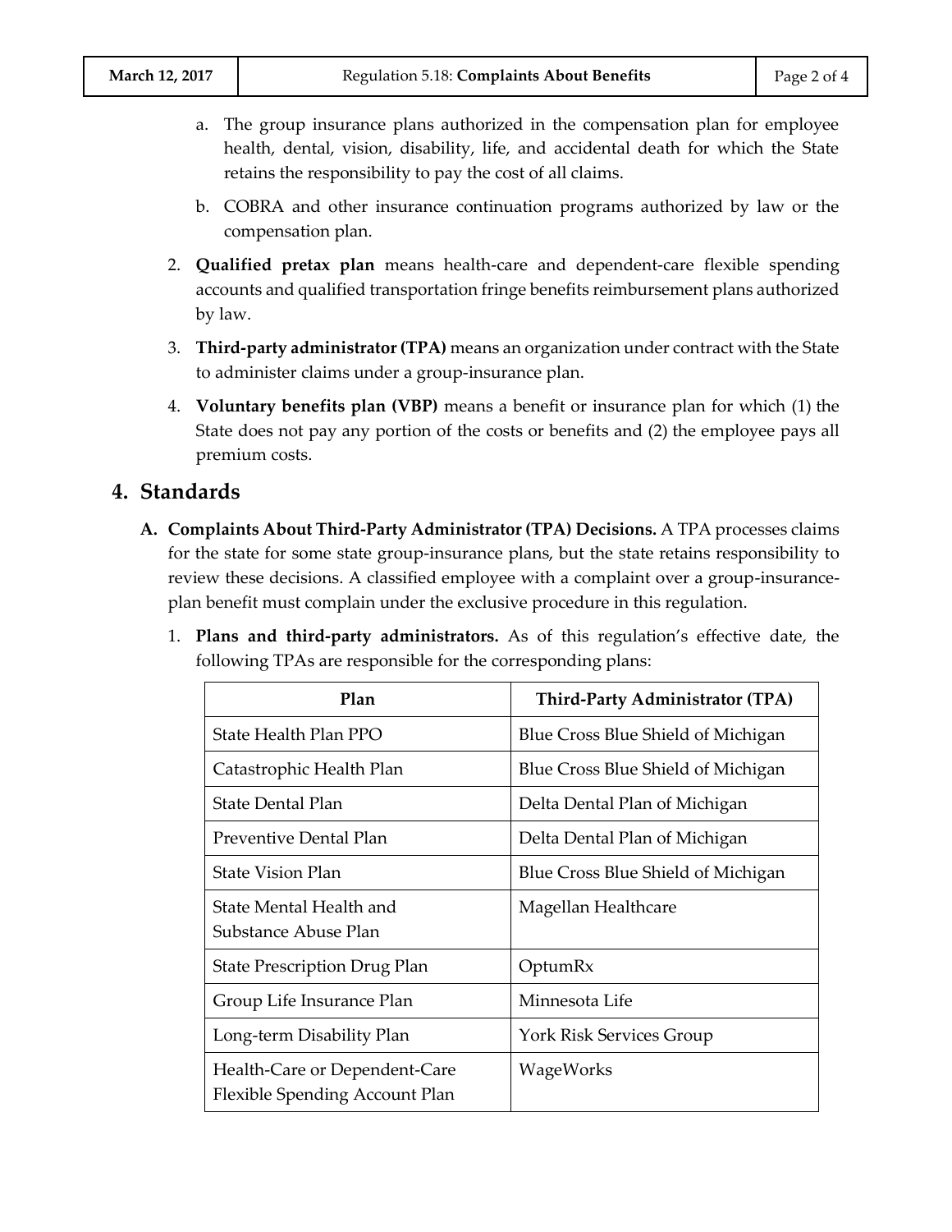a. The group insurance plans authorized in the compensation plan for employee health, dental, vision, disability, life, and accidental death for which the State retains the responsibility to pay the cost of all claims.

b. COBRA and other insurance continuation programs authorized by law or the compensation plan.

2. **Qualified pretax plan** means health-care and dependent-care flexible spending accounts and qualified transportation fringe benefits reimbursement plans authorized by law.

3. **Third-party administrator (TPA)** means an organization under contract with the State to administer claims under a group-insurance plan.

4. **Voluntary benefits plan (VBP)** means a benefit or insurance plan for which (1) the State does not pay any portion of the costs or benefits and (2) the employee pays all premium costs.

## 4. Standards

**A. Complaints About Third-Party Administrator (TPA) Decisions.** A TPA processes claims for the state for some state group-insurance plans, but the state retains responsibility to review these decisions. A classified employee with a complaint over a group-insurance-plan benefit must complain under the exclusive procedure in this regulation.

1. **Plans and third-party administrators.** As of this regulation's effective date, the following TPAs are responsible for the corresponding plans:

| Plan | Third-Party Administrator (TPA) |
| --- | --- |
| State Health Plan PPO | Blue Cross Blue Shield of Michigan |
| Catastrophic Health Plan | Blue Cross Blue Shield of Michigan |
| State Dental Plan | Delta Dental Plan of Michigan |
| Preventive Dental Plan | Delta Dental Plan of Michigan |
| State Vision Plan | Blue Cross Blue Shield of Michigan |
| State Mental Health and Substance Abuse Plan | Magellan Healthcare |
| State Prescription Drug Plan | OptumRx |
| Group Life Insurance Plan | Minnesota Life |
| Long-term Disability Plan | York Risk Services Group |
| Health-Care or Dependent-Care Flexible Spending Account Plan | WageWorks |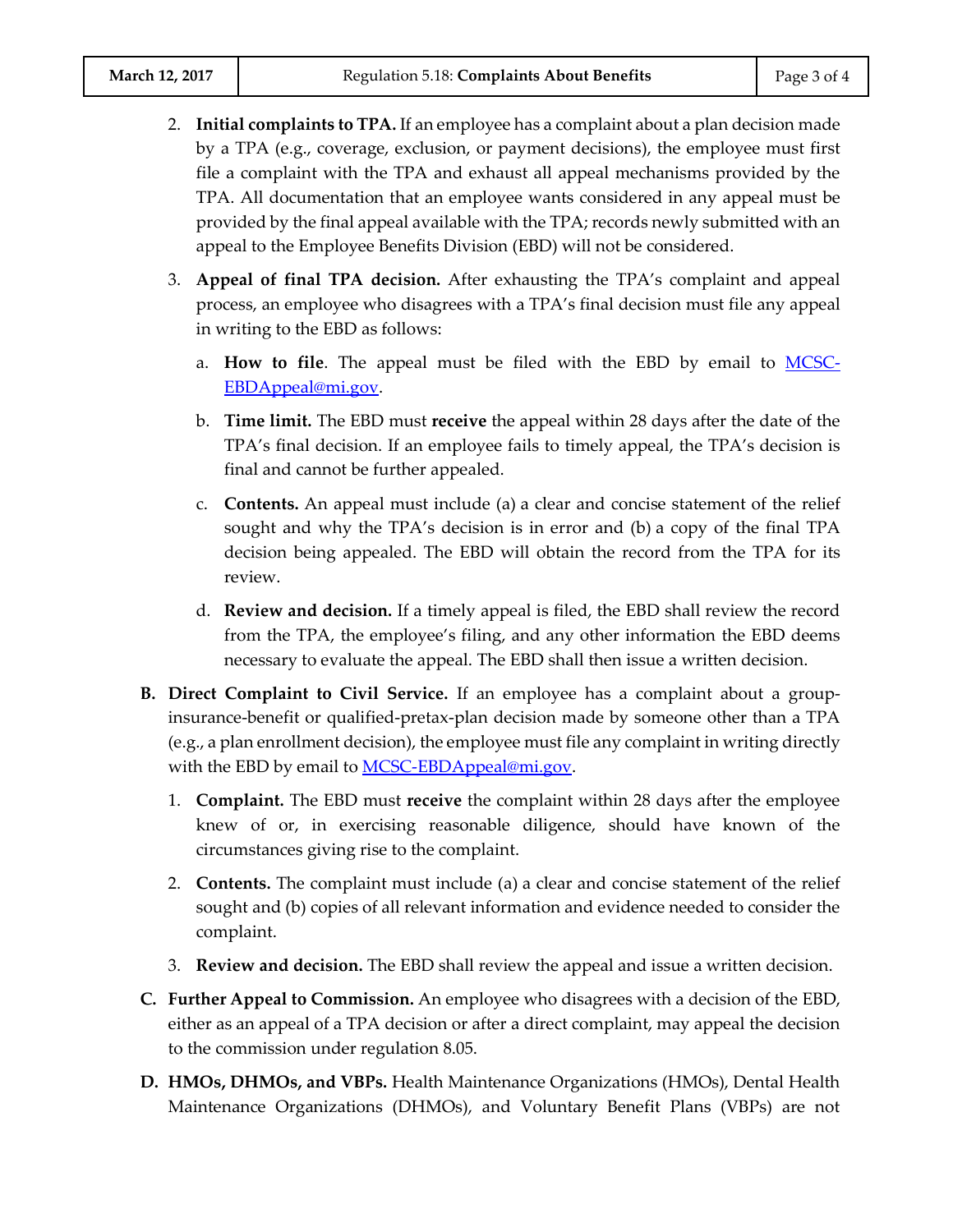2. **Initial complaints to TPA.** If an employee has a complaint about a plan decision made by a TPA (e.g., coverage, exclusion, or payment decisions), the employee must first file a complaint with the TPA and exhaust all appeal mechanisms provided by the TPA. All documentation that an employee wants considered in any appeal must be provided by the final appeal available with the TPA; records newly submitted with an appeal to the Employee Benefits Division (EBD) will not be considered.

3. **Appeal of final TPA decision.** After exhausting the TPA's complaint and appeal process, an employee who disagrees with a TPA's final decision must file any appeal in writing to the EBD as follows:

   a. **How to file**. The appeal must be filed with the EBD by email to [MCSC-EBDAppeal@mi.gov](mailto:MCSC-EBDAppeal@mi.gov).

   b. **Time limit.** The EBD must **receive** the appeal within 28 days after the date of the TPA's final decision. If an employee fails to timely appeal, the TPA's decision is final and cannot be further appealed.

   c. **Contents.** An appeal must include (a) a clear and concise statement of the relief sought and why the TPA's decision is in error and (b) a copy of the final TPA decision being appealed. The EBD will obtain the record from the TPA for its review.

   d. **Review and decision.** If a timely appeal is filed, the EBD shall review the record from the TPA, the employee's filing, and any other information the EBD deems necessary to evaluate the appeal. The EBD shall then issue a written decision.

**B. Direct Complaint to Civil Service.** If an employee has a complaint about a group-insurance-benefit or qualified-pretax-plan decision made by someone other than a TPA (e.g., a plan enrollment decision), the employee must file any complaint in writing directly with the EBD by email to [MCSC-EBDAppeal@mi.gov](mailto:MCSC-EBDAppeal@mi.gov).

1. **Complaint.** The EBD must **receive** the complaint within 28 days after the employee knew of or, in exercising reasonable diligence, should have known of the circumstances giving rise to the complaint.

2. **Contents.** The complaint must include (a) a clear and concise statement of the relief sought and (b) copies of all relevant information and evidence needed to consider the complaint.

3. **Review and decision.** The EBD shall review the appeal and issue a written decision.

**C. Further Appeal to Commission.** An employee who disagrees with a decision of the EBD, either as an appeal of a TPA decision or after a direct complaint, may appeal the decision to the commission under regulation 8.05.

**D. HMOs, DHMOs, and VBPs.** Health Maintenance Organizations (HMOs), Dental Health Maintenance Organizations (DHMOs), and Voluntary Benefit Plans (VBPs) are not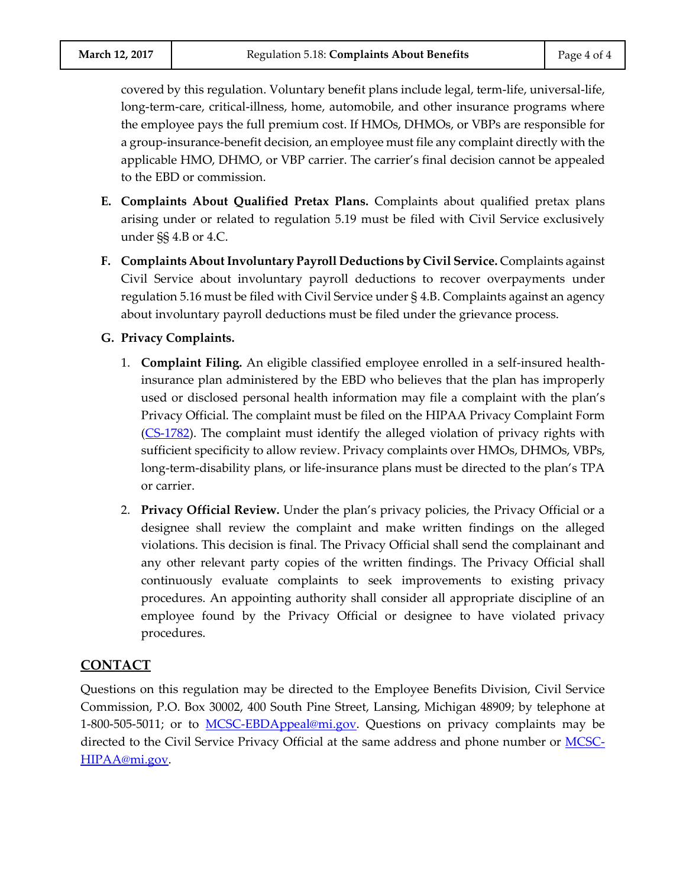covered by this regulation. Voluntary benefit plans include legal, term-life, universal-life, long-term-care, critical-illness, home, automobile, and other insurance programs where the employee pays the full premium cost. If HMOs, DHMOs, or VBPs are responsible for a group-insurance-benefit decision, an employee must file any complaint directly with the applicable HMO, DHMO, or VBP carrier. The carrier's final decision cannot be appealed to the EBD or commission.

**E. Complaints About Qualified Pretax Plans.** Complaints about qualified pretax plans arising under or related to regulation 5.19 must be filed with Civil Service exclusively under §§ 4.B or 4.C.

**F. Complaints About Involuntary Payroll Deductions by Civil Service.** Complaints against Civil Service about involuntary payroll deductions to recover overpayments under regulation 5.16 must be filed with Civil Service under § 4.B. Complaints against an agency about involuntary payroll deductions must be filed under the grievance process.

**G. Privacy Complaints.**

1. **Complaint Filing.** An eligible classified employee enrolled in a self-insured health-insurance plan administered by the EBD who believes that the plan has improperly used or disclosed personal health information may file a complaint with the plan's Privacy Official. The complaint must be filed on the HIPAA Privacy Complaint Form (CS-1782). The complaint must identify the alleged violation of privacy rights with sufficient specificity to allow review. Privacy complaints over HMOs, DHMOs, VBPs, long-term-disability plans, or life-insurance plans must be directed to the plan's TPA or carrier.

2. **Privacy Official Review.** Under the plan's privacy policies, the Privacy Official or a designee shall review the complaint and make written findings on the alleged violations. This decision is final. The Privacy Official shall send the complainant and any other relevant party copies of the written findings. The Privacy Official shall continuously evaluate complaints to seek improvements to existing privacy procedures. An appointing authority shall consider all appropriate discipline of an employee found by the Privacy Official or designee to have violated privacy procedures.

## CONTACT

Questions on this regulation may be directed to the Employee Benefits Division, Civil Service Commission, P.O. Box 30002, 400 South Pine Street, Lansing, Michigan 48909; by telephone at 1-800-505-5011; or to MCSC-EBDAppeal@mi.gov. Questions on privacy complaints may be directed to the Civil Service Privacy Official at the same address and phone number or MCSC-HIPAA@mi.gov.